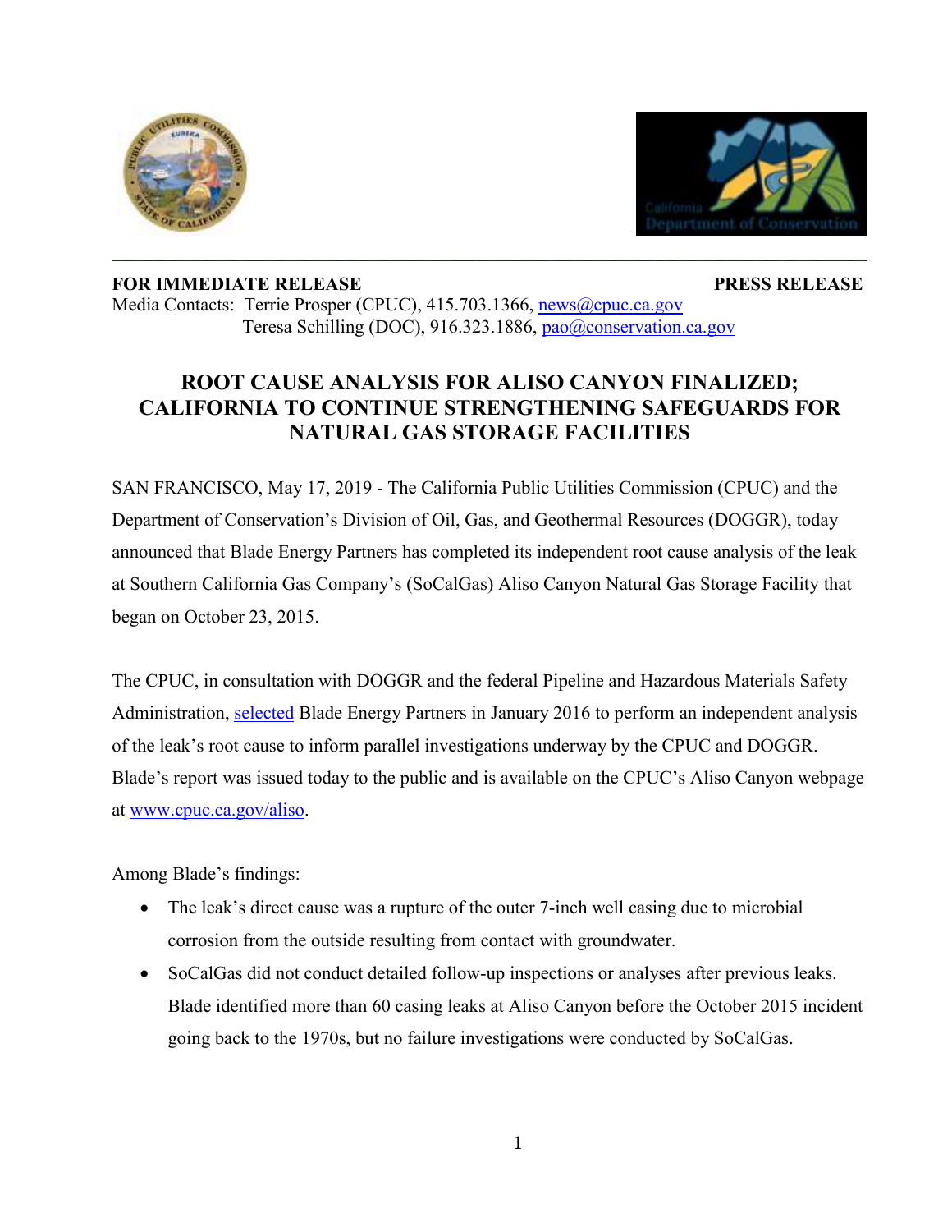**FOR IMMEDIATE RELEASE** **PRESS RELEASE**

Media Contacts: Terrie Prosper (CPUC), 415.703.1366, news@cpuc.ca.gov
Teresa Schilling (DOC), 916.323.1886, pao@conservation.ca.gov

# ROOT CAUSE ANALYSIS FOR ALISO CANYON FINALIZED; CALIFORNIA TO CONTINUE STRENGTHENING SAFEGUARDS FOR NATURAL GAS STORAGE FACILITIES

SAN FRANCISCO, May 17, 2019 - The California Public Utilities Commission (CPUC) and the Department of Conservation's Division of Oil, Gas, and Geothermal Resources (DOGGR), today announced that Blade Energy Partners has completed its independent root cause analysis of the leak at Southern California Gas Company's (SoCalGas) Aliso Canyon Natural Gas Storage Facility that began on October 23, 2015.

The CPUC, in consultation with DOGGR and the federal Pipeline and Hazardous Materials Safety Administration, selected Blade Energy Partners in January 2016 to perform an independent analysis of the leak's root cause to inform parallel investigations underway by the CPUC and DOGGR. Blade's report was issued today to the public and is available on the CPUC's Aliso Canyon webpage at www.cpuc.ca.gov/aliso.

Among Blade's findings:

- The leak's direct cause was a rupture of the outer 7-inch well casing due to microbial corrosion from the outside resulting from contact with groundwater.
- SoCalGas did not conduct detailed follow-up inspections or analyses after previous leaks. Blade identified more than 60 casing leaks at Aliso Canyon before the October 2015 incident going back to the 1970s, but no failure investigations were conducted by SoCalGas.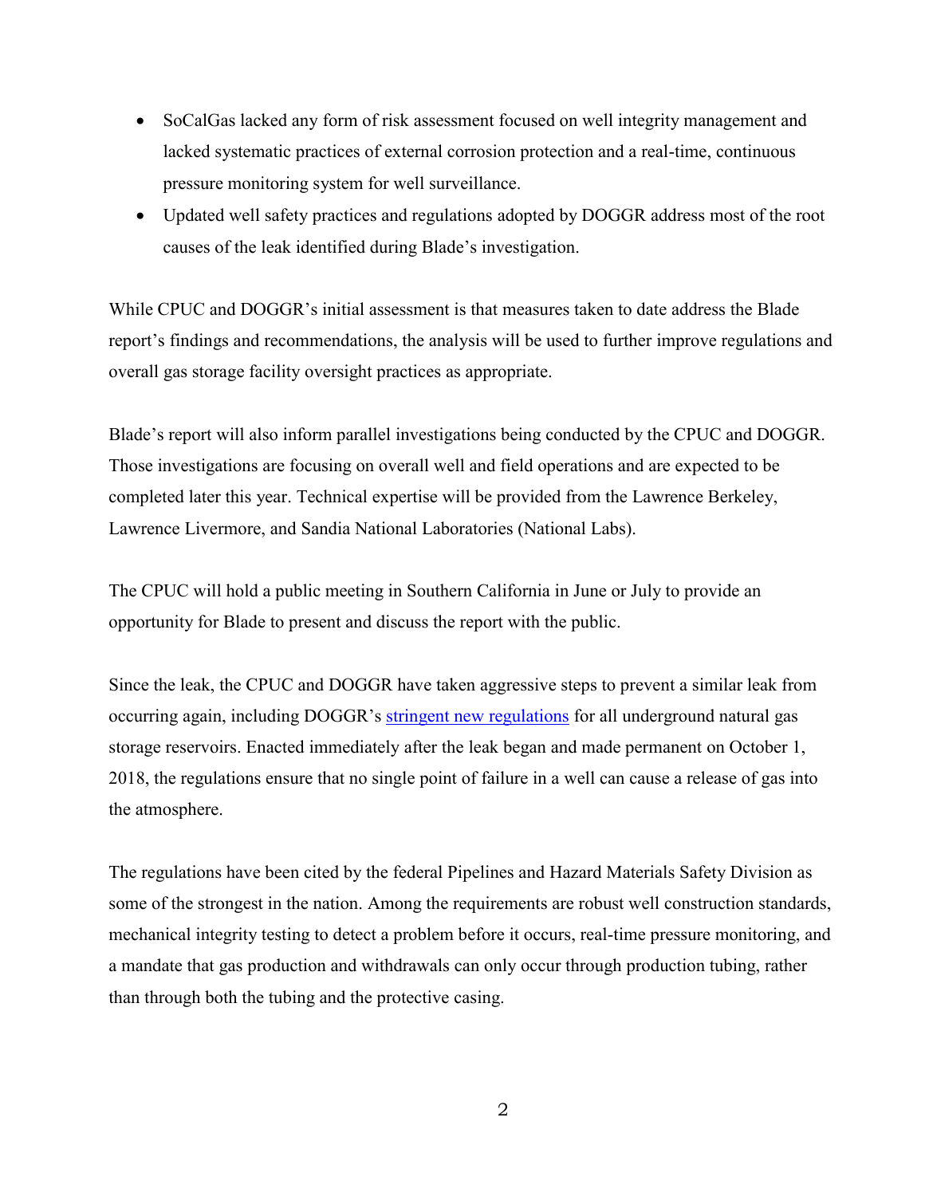- SoCalGas lacked any form of risk assessment focused on well integrity management and lacked systematic practices of external corrosion protection and a real-time, continuous pressure monitoring system for well surveillance.
- Updated well safety practices and regulations adopted by DOGGR address most of the root causes of the leak identified during Blade's investigation.

While CPUC and DOGGR's initial assessment is that measures taken to date address the Blade report's findings and recommendations, the analysis will be used to further improve regulations and overall gas storage facility oversight practices as appropriate.

Blade's report will also inform parallel investigations being conducted by the CPUC and DOGGR. Those investigations are focusing on overall well and field operations and are expected to be completed later this year. Technical expertise will be provided from the Lawrence Berkeley, Lawrence Livermore, and Sandia National Laboratories (National Labs).

The CPUC will hold a public meeting in Southern California in June or July to provide an opportunity for Blade to present and discuss the report with the public.

Since the leak, the CPUC and DOGGR have taken aggressive steps to prevent a similar leak from occurring again, including DOGGR's stringent new regulations for all underground natural gas storage reservoirs. Enacted immediately after the leak began and made permanent on October 1, 2018, the regulations ensure that no single point of failure in a well can cause a release of gas into the atmosphere.

The regulations have been cited by the federal Pipelines and Hazard Materials Safety Division as some of the strongest in the nation. Among the requirements are robust well construction standards, mechanical integrity testing to detect a problem before it occurs, real-time pressure monitoring, and a mandate that gas production and withdrawals can only occur through production tubing, rather than through both the tubing and the protective casing.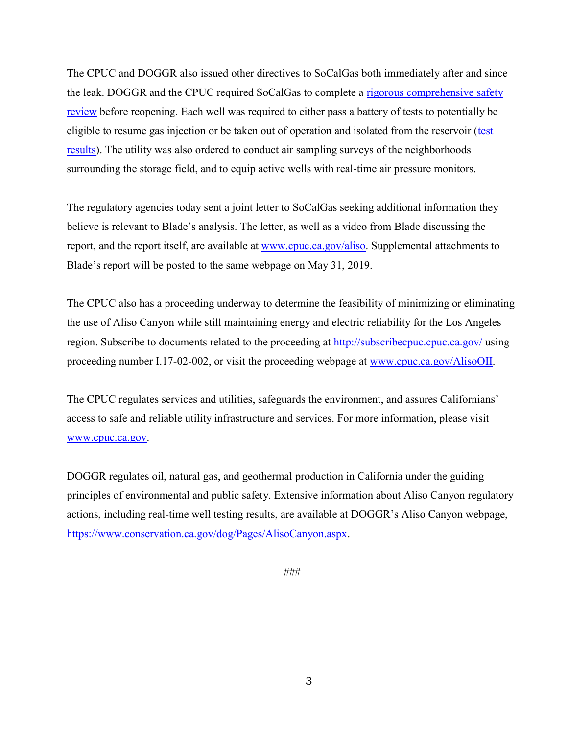The CPUC and DOGGR also issued other directives to SoCalGas both immediately after and since the leak. DOGGR and the CPUC required SoCalGas to complete a [rigorous comprehensive safety review]() before reopening. Each well was required to either pass a battery of tests to potentially be eligible to resume gas injection or be taken out of operation and isolated from the reservoir ([test results]()). The utility was also ordered to conduct air sampling surveys of the neighborhoods surrounding the storage field, and to equip active wells with real-time air pressure monitors.

The regulatory agencies today sent a joint letter to SoCalGas seeking additional information they believe is relevant to Blade's analysis. The letter, as well as a video from Blade discussing the report, and the report itself, are available at [www.cpuc.ca.gov/aliso](www.cpuc.ca.gov/aliso). Supplemental attachments to Blade's report will be posted to the same webpage on May 31, 2019.

The CPUC also has a proceeding underway to determine the feasibility of minimizing or eliminating the use of Aliso Canyon while still maintaining energy and electric reliability for the Los Angeles region. Subscribe to documents related to the proceeding at [http://subscribecpuc.cpuc.ca.gov/](http://subscribecpuc.cpuc.ca.gov/) using proceeding number I.17-02-002, or visit the proceeding webpage at [www.cpuc.ca.gov/AlisoOII](www.cpuc.ca.gov/AlisoOII).

The CPUC regulates services and utilities, safeguards the environment, and assures Californians' access to safe and reliable utility infrastructure and services. For more information, please visit [www.cpuc.ca.gov](www.cpuc.ca.gov).

DOGGR regulates oil, natural gas, and geothermal production in California under the guiding principles of environmental and public safety. Extensive information about Aliso Canyon regulatory actions, including real-time well testing results, are available at DOGGR's Aliso Canyon webpage, [https://www.conservation.ca.gov/dog/Pages/AlisoCanyon.aspx](https://www.conservation.ca.gov/dog/Pages/AlisoCanyon.aspx).

###